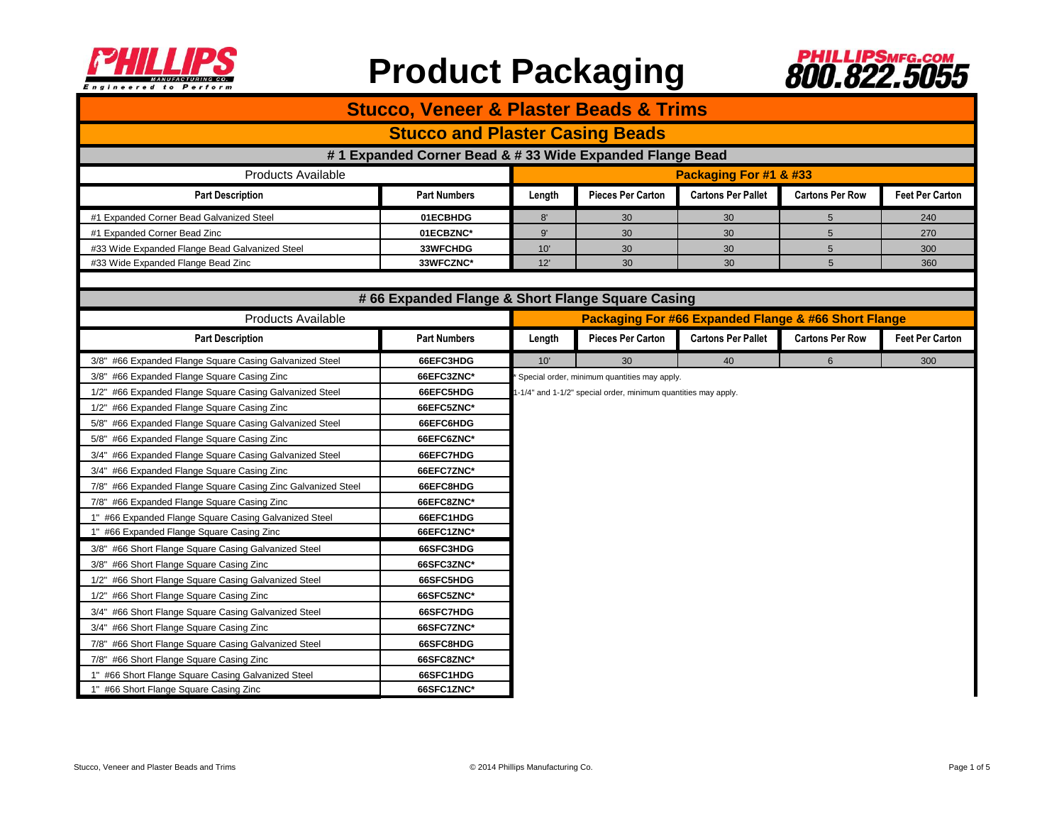# Product Packaging

PHILLIPSMFG.COM 800.822.5055

## Stucco, Veneer & Plaster Beads & Trims

### Stucco and Plaster Casing Beads

#### # 1 Expanded Corner Bead & # 33 Wide Expanded Flange Bead

| Products Available | | Packaging For #1 & #33 | | | | |
|---|---|---|---|---|---|---|
| Part Description | Part Numbers | Length | Pieces Per Carton | Cartons Per Pallet | Cartons Per Row | Feet Per Carton |
| #1 Expanded Corner Bead Galvanized Steel | 01ECBHDG | 8' | 30 | 30 | 5 | 240 |
| #1 Expanded Corner Bead Zinc | 01ECBZNC* | 9' | 30 | 30 | 5 | 270 |
| #33 Wide Expanded Flange Bead Galvanized Steel | 33WFCHDG | 10' | 30 | 30 | 5 | 300 |
| #33 Wide Expanded Flange Bead Zinc | 33WFCZNC* | 12' | 30 | 30 | 5 | 360 |

#### # 66 Expanded Flange & Short Flange Square Casing

| Products Available | | Packaging For #66 Expanded Flange & #66 Short Flange | | | | |
|---|---|---|---|---|---|---|
| Part Description | Part Numbers | Length | Pieces Per Carton | Cartons Per Pallet | Cartons Per Row | Feet Per Carton |
| 3/8" #66 Expanded Flange Square Casing Galvanized Steel | 66EFC3HDG | 10' | 30 | 40 | 6 | 300 |
| 3/8" #66 Expanded Flange Square Casing Zinc | 66EFC3ZNC* | | | | | |
| 1/2" #66 Expanded Flange Square Casing Galvanized Steel | 66EFC5HDG | | | | | |
| 1/2" #66 Expanded Flange Square Casing Zinc | 66EFC5ZNC* | | | | | |
| 5/8" #66 Expanded Flange Square Casing Galvanized Steel | 66EFC6HDG | | | | | |
| 5/8" #66 Expanded Flange Square Casing Zinc | 66EFC6ZNC* | | | | | |
| 3/4" #66 Expanded Flange Square Casing Galvanized Steel | 66EFC7HDG | | | | | |
| 3/4" #66 Expanded Flange Square Casing Zinc | 66EFC7ZNC* | | | | | |
| 7/8" #66 Expanded Flange Square Casing Zinc Galvanized Steel | 66EFC8HDG | | | | | |
| 7/8" #66 Expanded Flange Square Casing Zinc | 66EFC8ZNC* | | | | | |
| 1" #66 Expanded Flange Square Casing Galvanized Steel | 66EFC1HDG | | | | | |
| 1" #66 Expanded Flange Square Casing Zinc | 66EFC1ZNC* | | | | | |
| 3/8" #66 Short Flange Square Casing Galvanized Steel | 66SFC3HDG | | | | | |
| 3/8" #66 Short Flange Square Casing Zinc | 66SFC3ZNC* | | | | | |
| 1/2" #66 Short Flange Square Casing Galvanized Steel | 66SFC5HDG | | | | | |
| 1/2" #66 Short Flange Square Casing Zinc | 66SFC5ZNC* | | | | | |
| 3/4" #66 Short Flange Square Casing Galvanized Steel | 66SFC7HDG | | | | | |
| 3/4" #66 Short Flange Square Casing Zinc | 66SFC7ZNC* | | | | | |
| 7/8" #66 Short Flange Square Casing Galvanized Steel | 66SFC8HDG | | | | | |
| 7/8" #66 Short Flange Square Casing Zinc | 66SFC8ZNC* | | | | | |
| 1" #66 Short Flange Square Casing Galvanized Steel | 66SFC1HDG | | | | | |
| 1" #66 Short Flange Square Casing Zinc | 66SFC1ZNC* | | | | | |

\* Special order, minimum quantities may apply.

1-1/4" and 1-1/2" special order, minimum quantities may apply.

Stucco, Veneer and Plaster Beads and Trims — © 2014 Phillips Manufacturing Co.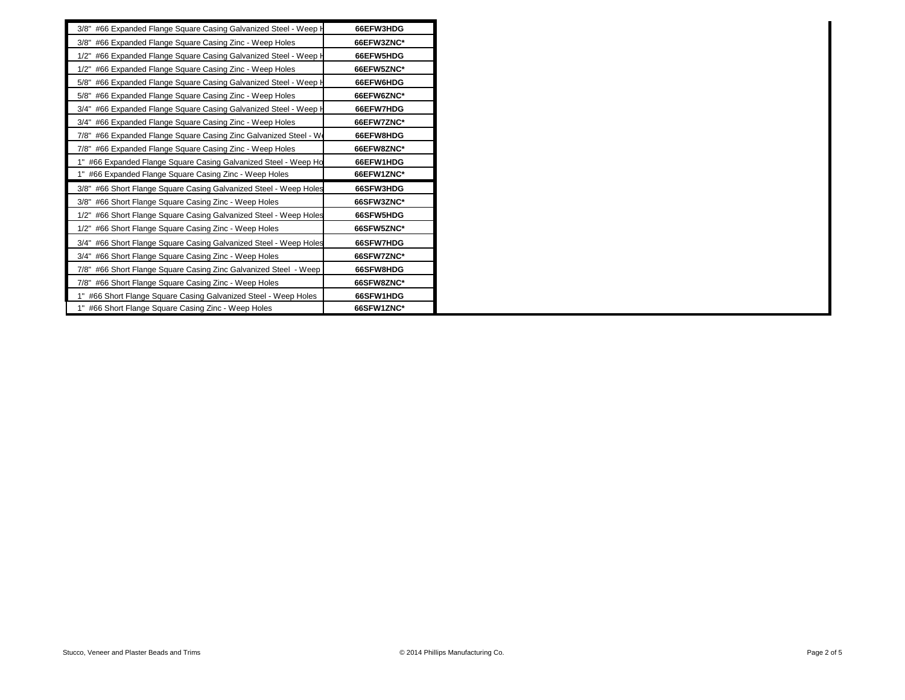| | |
|---|---|
| 3/8" #66 Expanded Flange Square Casing Galvanized Steel - Weep H | 66EFW3HDG |
| 3/8" #66 Expanded Flange Square Casing Zinc - Weep Holes | 66EFW3ZNC* |
| 1/2" #66 Expanded Flange Square Casing Galvanized Steel - Weep H | 66EFW5HDG |
| 1/2" #66 Expanded Flange Square Casing Zinc - Weep Holes | 66EFW5ZNC* |
| 5/8" #66 Expanded Flange Square Casing Galvanized Steel - Weep H | 66EFW6HDG |
| 5/8" #66 Expanded Flange Square Casing Zinc - Weep Holes | 66EFW6ZNC* |
| 3/4" #66 Expanded Flange Square Casing Galvanized Steel - Weep H | 66EFW7HDG |
| 3/4" #66 Expanded Flange Square Casing Zinc - Weep Holes | 66EFW7ZNC* |
| 7/8" #66 Expanded Flange Square Casing Zinc Galvanized Steel - We | 66EFW8HDG |
| 7/8" #66 Expanded Flange Square Casing Zinc - Weep Holes | 66EFW8ZNC* |
| 1" #66 Expanded Flange Square Casing Galvanized Steel - Weep Ho | 66EFW1HDG |
| 1" #66 Expanded Flange Square Casing Zinc - Weep Holes | 66EFW1ZNC* |
| 3/8" #66 Short Flange Square Casing Galvanized Steel - Weep Holes | 66SFW3HDG |
| 3/8" #66 Short Flange Square Casing Zinc - Weep Holes | 66SFW3ZNC* |
| 1/2" #66 Short Flange Square Casing Galvanized Steel - Weep Holes | 66SFW5HDG |
| 1/2" #66 Short Flange Square Casing Zinc - Weep Holes | 66SFW5ZNC* |
| 3/4" #66 Short Flange Square Casing Galvanized Steel - Weep Holes | 66SFW7HDG |
| 3/4" #66 Short Flange Square Casing Zinc - Weep Holes | 66SFW7ZNC* |
| 7/8" #66 Short Flange Square Casing Zinc Galvanized Steel - Weep | 66SFW8HDG |
| 7/8" #66 Short Flange Square Casing Zinc - Weep Holes | 66SFW8ZNC* |
| 1" #66 Short Flange Square Casing Galvanized Steel - Weep Holes | 66SFW1HDG |
| 1" #66 Short Flange Square Casing Zinc - Weep Holes | 66SFW1ZNC* |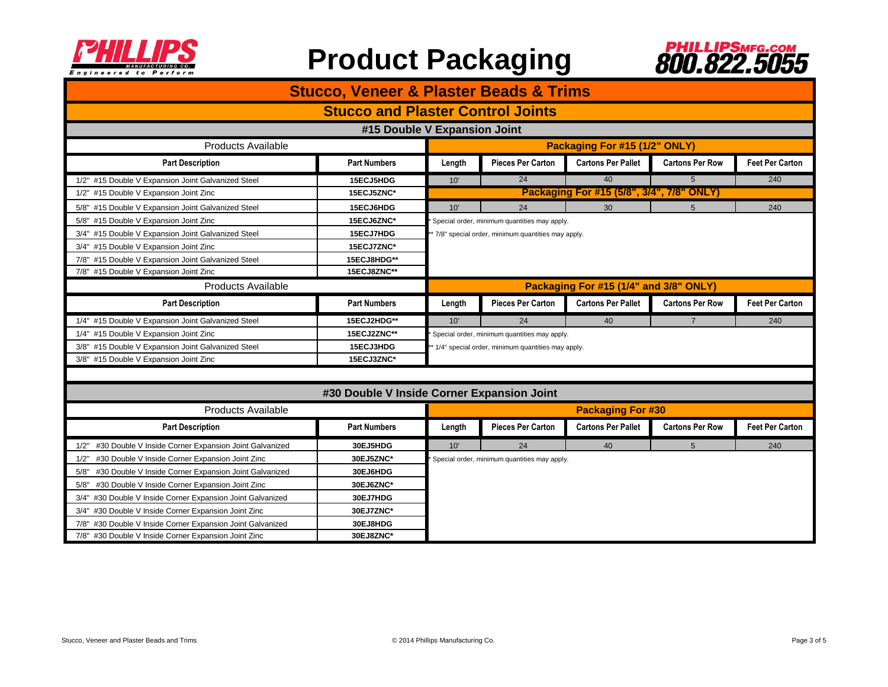# Product Packaging

PHILLIPSMFG.COM 800.822.5055

## Stucco, Veneer & Plaster Beads & Trims

### Stucco and Plaster Control Joints

#### #15 Double V Expansion Joint

| Part Description | Part Numbers |
|---|---|
| 1/2" #15 Double V Expansion Joint Galvanized Steel | 15ECJ5HDG |
| 1/2" #15 Double V Expansion Joint Zinc | 15ECJ5ZNC* |
| 5/8" #15 Double V Expansion Joint Galvanized Steel | 15ECJ6HDG |
| 5/8" #15 Double V Expansion Joint Zinc | 15ECJ6ZNC* |
| 3/4" #15 Double V Expansion Joint Galvanized Steel | 15ECJ7HDG |
| 3/4" #15 Double V Expansion Joint Zinc | 15ECJ7ZNC* |
| 7/8" #15 Double V Expansion Joint Galvanized Steel | 15ECJ8HDG** |
| 7/8" #15 Double V Expansion Joint Zinc | 15ECJ8ZNC** |

**Packaging For #15 (1/2" ONLY)**

| Length | Pieces Per Carton | Cartons Per Pallet | Cartons Per Row | Feet Per Carton |
|---|---|---|---|---|
| 10' | 24 | 40 | 5 | 240 |

**Packaging For #15 (5/8", 3/4", 7/8" ONLY)**

| Length | Pieces Per Carton | Cartons Per Pallet | Cartons Per Row | Feet Per Carton |
|---|---|---|---|---|
| 10' | 24 | 30 | 5 | 240 |

\* Special order, minimum quantities may apply.

\*\* 7/8" special order, minimum quantities may apply.

| Part Description | Part Numbers |
|---|---|
| 1/4" #15 Double V Expansion Joint Galvanized Steel | 15ECJ2HDG** |
| 1/4" #15 Double V Expansion Joint Zinc | 15ECJ2ZNC** |
| 3/8" #15 Double V Expansion Joint Galvanized Steel | 15ECJ3HDG |
| 3/8" #15 Double V Expansion Joint Zinc | 15ECJ3ZNC* |

**Packaging For #15 (1/4" and 3/8" ONLY)**

| Length | Pieces Per Carton | Cartons Per Pallet | Cartons Per Row | Feet Per Carton |
|---|---|---|---|---|
| 10' | 24 | 40 | 7 | 240 |

\* Special order, minimum quantities may apply.

\*\* 1/4" special order, minimum quantities may apply.

#### #30 Double V Inside Corner Expansion Joint

| Part Description | Part Numbers |
|---|---|
| 1/2" #30 Double V Inside Corner Expansion Joint Galvanized | 30EJ5HDG |
| 1/2" #30 Double V Inside Corner Expansion Joint Zinc | 30EJ5ZNC* |
| 5/8" #30 Double V Inside Corner Expansion Joint Galvanized | 30EJ6HDG |
| 5/8" #30 Double V Inside Corner Expansion Joint Zinc | 30EJ6ZNC* |
| 3/4" #30 Double V Inside Corner Expansion Joint Galvanized | 30EJ7HDG |
| 3/4" #30 Double V Inside Corner Expansion Joint Zinc | 30EJ7ZNC* |
| 7/8" #30 Double V Inside Corner Expansion Joint Galvanized | 30EJ8HDG |
| 7/8" #30 Double V Inside Corner Expansion Joint Zinc | 30EJ8ZNC* |

**Packaging For #30**

| Length | Pieces Per Carton | Cartons Per Pallet | Cartons Per Row | Feet Per Carton |
|---|---|---|---|---|
| 10' | 24 | 40 | 5 | 240 |

\* Special order, minimum quantities may apply.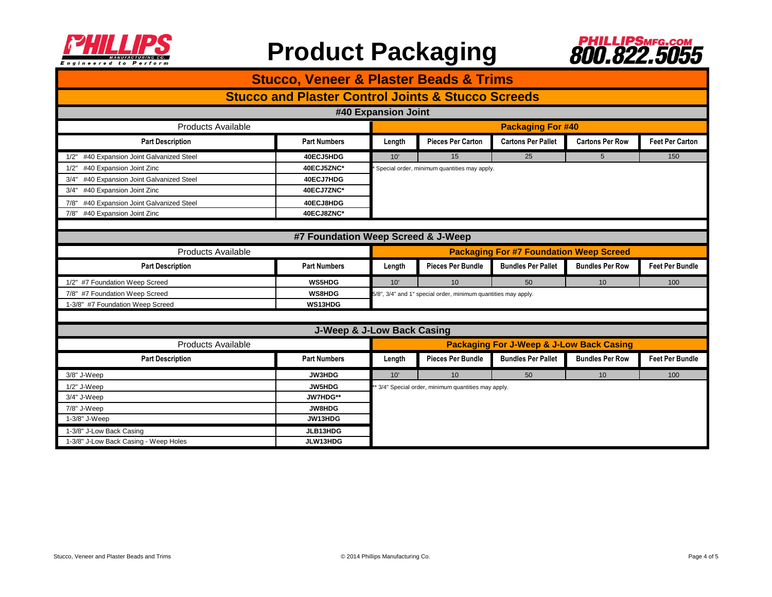# Product Packaging

PHILLIPSMFG.COM 800.822.5055

## Stucco, Veneer & Plaster Beads & Trims

## Stucco and Plaster Control Joints & Stucco Screeds

### #40 Expansion Joint

| Products Available | | Packaging For #40 | | | | |
|---|---|---|---|---|---|---|
| Part Description | Part Numbers | Length | Pieces Per Carton | Cartons Per Pallet | Cartons Per Row | Feet Per Carton |
| 1/2" #40 Expansion Joint Galvanized Steel | 40ECJ5HDG | 10' | 15 | 25 | 5 | 150 |
| 1/2" #40 Expansion Joint Zinc | 40ECJ5ZNC* | * Special order, minimum quantities may apply. | | | | |
| 3/4" #40 Expansion Joint Galvanized Steel | 40ECJ7HDG | | | | | |
| 3/4" #40 Expansion Joint Zinc | 40ECJ7ZNC* | | | | | |
| 7/8" #40 Expansion Joint Galvanized Steel | 40ECJ8HDG | | | | | |
| 7/8" #40 Expansion Joint Zinc | 40ECJ8ZNC* | | | | | |

### #7 Foundation Weep Screed & J-Weep

| Products Available | | Packaging For #7 Foundation Weep Screed | | | | |
|---|---|---|---|---|---|---|
| Part Description | Part Numbers | Length | Pieces Per Bundle | Bundles Per Pallet | Bundles Per Row | Feet Per Bundle |
| 1/2" #7 Foundation Weep Screed | WS5HDG | 10' | 10 | 50 | 10 | 100 |
| 7/8" #7 Foundation Weep Screed | WS8HDG | 5/8", 3/4" and 1" special order, minimum quantities may apply. | | | | |
| 1-3/8" #7 Foundation Weep Screed | WS13HDG | | | | | |

### J-Weep & J-Low Back Casing

| Products Available | | Packaging For J-Weep & J-Low Back Casing | | | | |
|---|---|---|---|---|---|---|
| Part Description | Part Numbers | Length | Pieces Per Bundle | Bundles Per Pallet | Bundles Per Row | Feet Per Bundle |
| 3/8" J-Weep | JW3HDG | 10' | 10 | 50 | 10 | 100 |
| 1/2" J-Weep | JW5HDG | ** 3/4" Special order, minimum quantities may apply. | | | | |
| 3/4" J-Weep | JW7HDG** | | | | | |
| 7/8" J-Weep | JW8HDG | | | | | |
| 1-3/8" J-Weep | JW13HDG | | | | | |
| 1-3/8" J-Low Back Casing | JLB13HDG | | | | | |
| 1-3/8" J-Low Back Casing - Weep Holes | JLW13HDG | | | | | |

© 2014 Phillips Manufacturing Co.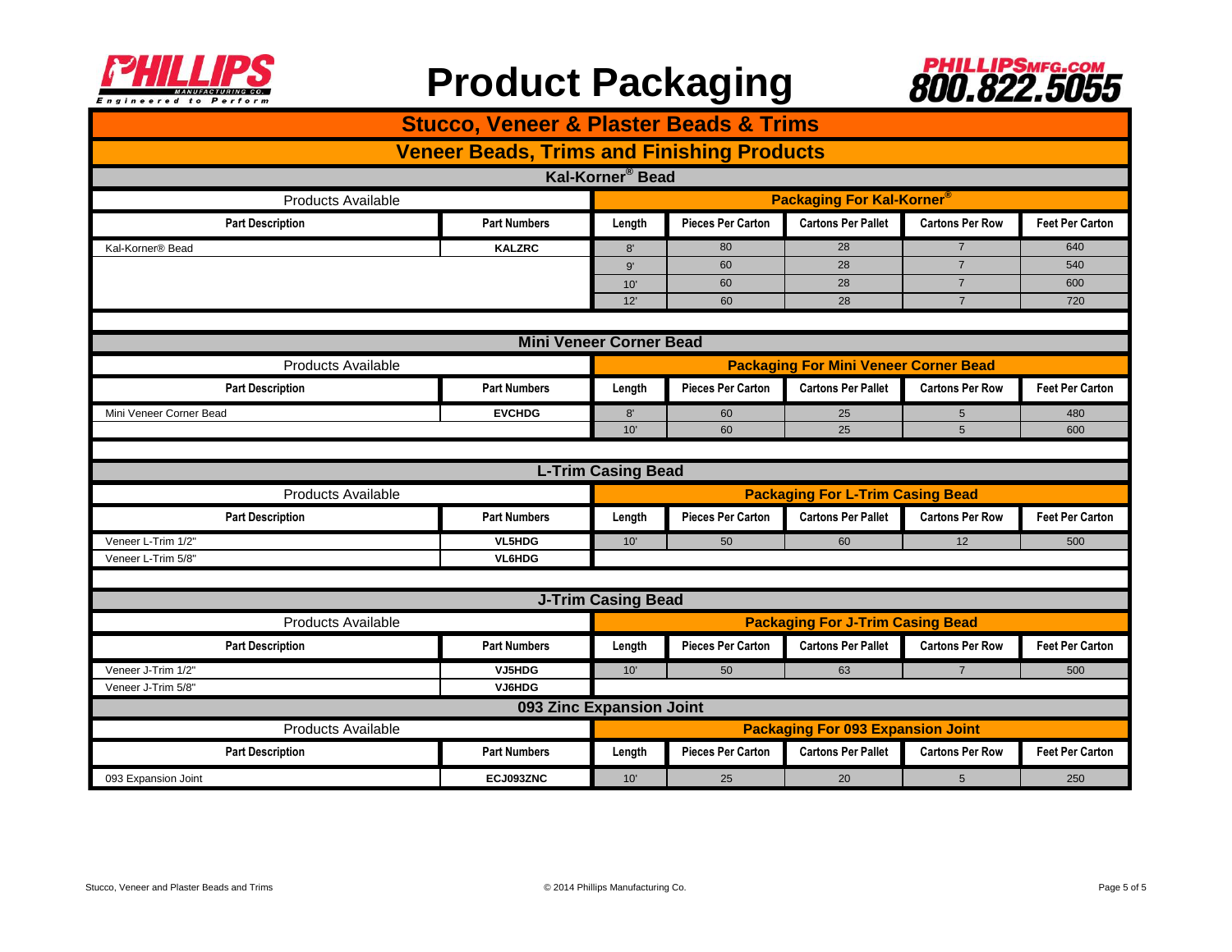# Product Packaging

PHILLIPSMFG.COM 800.822.5055

## Stucco, Veneer & Plaster Beads & Trims

### Veneer Beads, Trims and Finishing Products

#### Kal-Korner® Bead

| Products Available | | Packaging For Kal-Korner® | | | | |
|---|---|---|---|---|---|---|
| Part Description | Part Numbers | Length | Pieces Per Carton | Cartons Per Pallet | Cartons Per Row | Feet Per Carton |
| Kal-Korner® Bead | KALZRC | 8' | 80 | 28 | 7 | 640 |
| | | 9' | 60 | 28 | 7 | 540 |
| | | 10' | 60 | 28 | 7 | 600 |
| | | 12' | 60 | 28 | 7 | 720 |

#### Mini Veneer Corner Bead

| Products Available | | Packaging For Mini Veneer Corner Bead | | | | |
|---|---|---|---|---|---|---|
| Part Description | Part Numbers | Length | Pieces Per Carton | Cartons Per Pallet | Cartons Per Row | Feet Per Carton |
| Mini Veneer Corner Bead | EVCHDG | 8' | 60 | 25 | 5 | 480 |
| | | 10' | 60 | 25 | 5 | 600 |

#### L-Trim Casing Bead

| Products Available | | Packaging For L-Trim Casing Bead | | | | |
|---|---|---|---|---|---|---|
| Part Description | Part Numbers | Length | Pieces Per Carton | Cartons Per Pallet | Cartons Per Row | Feet Per Carton |
| Veneer L-Trim 1/2" | VL5HDG | 10' | 50 | 60 | 12 | 500 |
| Veneer L-Trim 5/8" | VL6HDG | | | | | |

#### J-Trim Casing Bead

| Products Available | | Packaging For J-Trim Casing Bead | | | | |
|---|---|---|---|---|---|---|
| Part Description | Part Numbers | Length | Pieces Per Carton | Cartons Per Pallet | Cartons Per Row | Feet Per Carton |
| Veneer J-Trim 1/2" | VJ5HDG | 10' | 50 | 63 | 7 | 500 |
| Veneer J-Trim 5/8" | VJ6HDG | | | | | |

#### 093 Zinc Expansion Joint

| Products Available | | Packaging For 093 Expansion Joint | | | | |
|---|---|---|---|---|---|---|
| Part Description | Part Numbers | Length | Pieces Per Carton | Cartons Per Pallet | Cartons Per Row | Feet Per Carton |
| 093 Expansion Joint | ECJ093ZNC | 10' | 25 | 20 | 5 | 250 |

© 2014 Phillips Manufacturing Co.